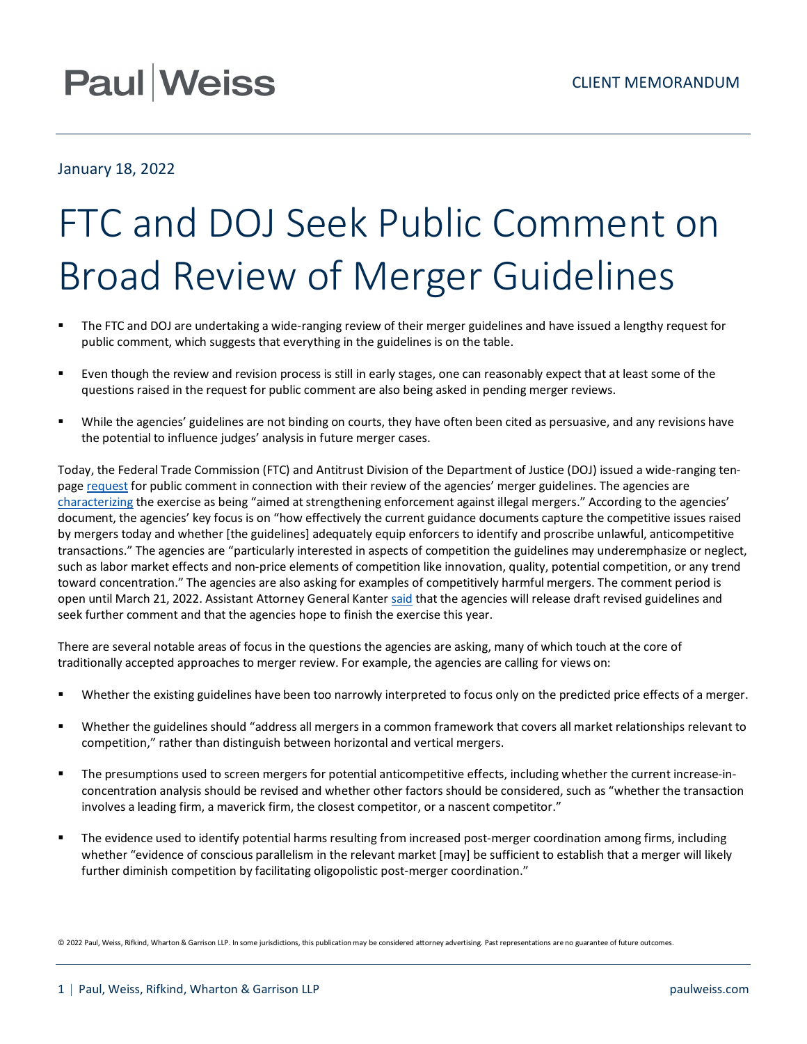Paul | Weiss

CLIENT MEMORANDUM

January 18, 2022

# FTC and DOJ Seek Public Comment on Broad Review of Merger Guidelines

- The FTC and DOJ are undertaking a wide-ranging review of their merger guidelines and have issued a lengthy request for public comment, which suggests that everything in the guidelines is on the table.
- Even though the review and revision process is still in early stages, one can reasonably expect that at least some of the questions raised in the request for public comment are also being asked in pending merger reviews.
- While the agencies' guidelines are not binding on courts, they have often been cited as persuasive, and any revisions have the potential to influence judges' analysis in future merger cases.

Today, the Federal Trade Commission (FTC) and Antitrust Division of the Department of Justice (DOJ) issued a wide-ranging ten-page request for public comment in connection with their review of the agencies' merger guidelines. The agencies are characterizing the exercise as being "aimed at strengthening enforcement against illegal mergers." According to the agencies' document, the agencies' key focus is on "how effectively the current guidance documents capture the competitive issues raised by mergers today and whether [the guidelines] adequately equip enforcers to identify and proscribe unlawful, anticompetitive transactions." The agencies are "particularly interested in aspects of competition the guidelines may underemphasize or neglect, such as labor market effects and non-price elements of competition like innovation, quality, potential competition, or any trend toward concentration." The agencies are also asking for examples of competitively harmful mergers. The comment period is open until March 21, 2022. Assistant Attorney General Kanter said that the agencies will release draft revised guidelines and seek further comment and that the agencies hope to finish the exercise this year.

There are several notable areas of focus in the questions the agencies are asking, many of which touch at the core of traditionally accepted approaches to merger review. For example, the agencies are calling for views on:

- Whether the existing guidelines have been too narrowly interpreted to focus only on the predicted price effects of a merger.
- Whether the guidelines should "address all mergers in a common framework that covers all market relationships relevant to competition," rather than distinguish between horizontal and vertical mergers.
- The presumptions used to screen mergers for potential anticompetitive effects, including whether the current increase-in-concentration analysis should be revised and whether other factors should be considered, such as "whether the transaction involves a leading firm, a maverick firm, the closest competitor, or a nascent competitor."
- The evidence used to identify potential harms resulting from increased post-merger coordination among firms, including whether "evidence of conscious parallelism in the relevant market [may] be sufficient to establish that a merger will likely further diminish competition by facilitating oligopolistic post-merger coordination."

© 2022 Paul, Weiss, Rifkind, Wharton & Garrison LLP. In some jurisdictions, this publication may be considered attorney advertising. Past representations are no guarantee of future outcomes.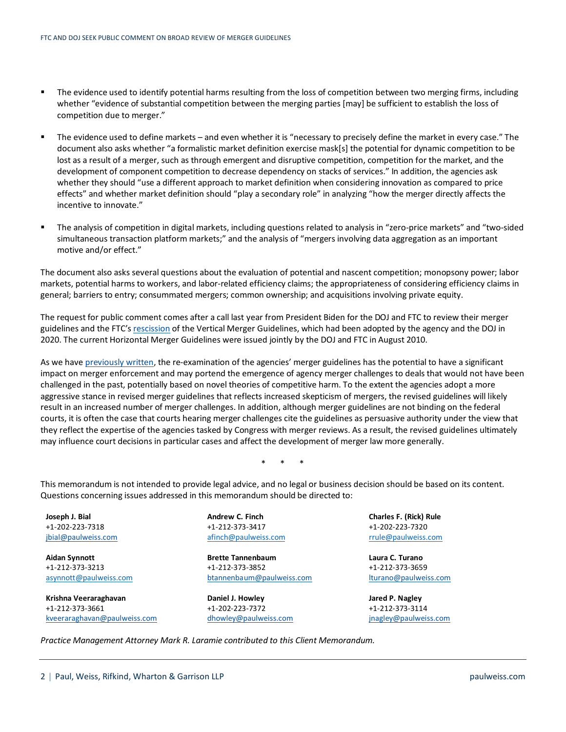- The evidence used to identify potential harms resulting from the loss of competition between two merging firms, including whether "evidence of substantial competition between the merging parties [may] be sufficient to establish the loss of competition due to merger."

- The evidence used to define markets – and even whether it is "necessary to precisely define the market in every case." The document also asks whether "a formalistic market definition exercise mask[s] the potential for dynamic competition to be lost as a result of a merger, such as through emergent and disruptive competition, competition for the market, and the development of component competition to decrease dependency on stacks of services." In addition, the agencies ask whether they should "use a different approach to market definition when considering innovation as compared to price effects" and whether market definition should "play a secondary role" in analyzing "how the merger directly affects the incentive to innovate."

- The analysis of competition in digital markets, including questions related to analysis in "zero-price markets" and "two-sided simultaneous transaction platform markets;" and the analysis of "mergers involving data aggregation as an important motive and/or effect."

The document also asks several questions about the evaluation of potential and nascent competition; monopsony power; labor markets, potential harms to workers, and labor-related efficiency claims; the appropriateness of considering efficiency claims in general; barriers to entry; consummated mergers; common ownership; and acquisitions involving private equity.

The request for public comment comes after a call last year from President Biden for the DOJ and FTC to review their merger guidelines and the FTC's rescission of the Vertical Merger Guidelines, which had been adopted by the agency and the DOJ in 2020. The current Horizontal Merger Guidelines were issued jointly by the DOJ and FTC in August 2010.

As we have previously written, the re-examination of the agencies' merger guidelines has the potential to have a significant impact on merger enforcement and may portend the emergence of agency merger challenges to deals that would not have been challenged in the past, potentially based on novel theories of competitive harm. To the extent the agencies adopt a more aggressive stance in revised merger guidelines that reflects increased skepticism of mergers, the revised guidelines will likely result in an increased number of merger challenges. In addition, although merger guidelines are not binding on the federal courts, it is often the case that courts hearing merger challenges cite the guidelines as persuasive authority under the view that they reflect the expertise of the agencies tasked by Congress with merger reviews. As a result, the revised guidelines ultimately may influence court decisions in particular cases and affect the development of merger law more generally.

\* \* \*

This memorandum is not intended to provide legal advice, and no legal or business decision should be based on its content. Questions concerning issues addressed in this memorandum should be directed to:

**Joseph J. Bial**
+1-202-223-7318
jbial@paulweiss.com

**Andrew C. Finch**
+1-212-373-3417
afinch@paulweiss.com

**Charles F. (Rick) Rule**
+1-202-223-7320
rrule@paulweiss.com

**Aidan Synnott**
+1-212-373-3213
asynnott@paulweiss.com

**Brette Tannenbaum**
+1-212-373-3852
btannenbaum@paulweiss.com

**Laura C. Turano**
+1-212-373-3659
lturano@paulweiss.com

**Krishna Veeraraghavan**
+1-212-373-3661
kveeraraghavan@paulweiss.com

**Daniel J. Howley**
+1-202-223-7372
dhowley@paulweiss.com

**Jared P. Nagley**
+1-212-373-3114
jnagley@paulweiss.com

*Practice Management Attorney Mark R. Laramie contributed to this Client Memorandum.*